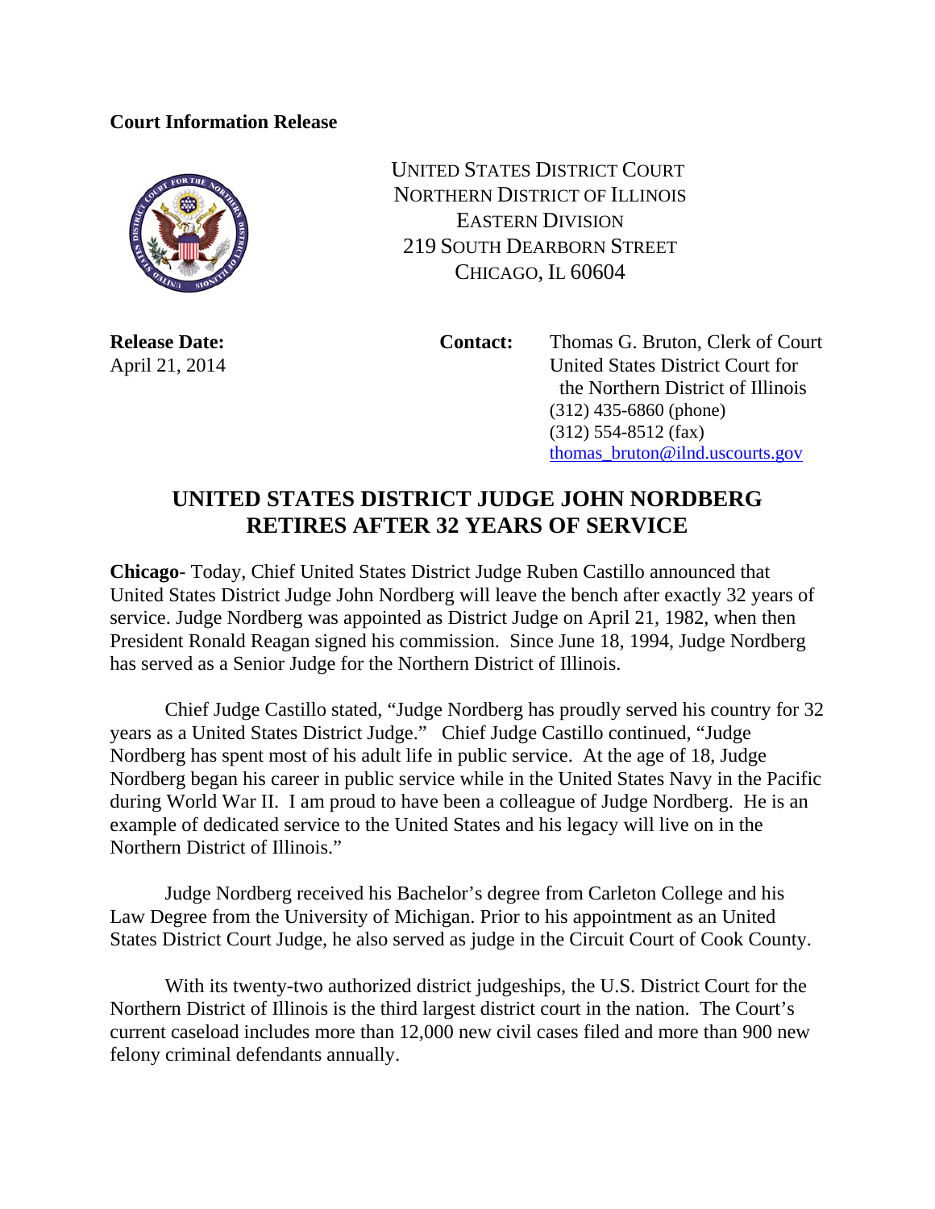**Court Information Release**

UNITED STATES DISTRICT COURT
NORTHERN DISTRICT OF ILLINOIS
EASTERN DIVISION
219 SOUTH DEARBORN STREET
CHICAGO, IL 60604

**Release Date:**
April 21, 2014

**Contact:** Thomas G. Bruton, Clerk of Court
United States District Court for the Northern District of Illinois
(312) 435-6860 (phone)
(312) 554-8512 (fax)
thomas_bruton@ilnd.uscourts.gov

# UNITED STATES DISTRICT JUDGE JOHN NORDBERG RETIRES AFTER 32 YEARS OF SERVICE

**Chicago**- Today, Chief United States District Judge Ruben Castillo announced that United States District Judge John Nordberg will leave the bench after exactly 32 years of service. Judge Nordberg was appointed as District Judge on April 21, 1982, when then President Ronald Reagan signed his commission. Since June 18, 1994, Judge Nordberg has served as a Senior Judge for the Northern District of Illinois.

Chief Judge Castillo stated, "Judge Nordberg has proudly served his country for 32 years as a United States District Judge." Chief Judge Castillo continued, "Judge Nordberg has spent most of his adult life in public service. At the age of 18, Judge Nordberg began his career in public service while in the United States Navy in the Pacific during World War II. I am proud to have been a colleague of Judge Nordberg. He is an example of dedicated service to the United States and his legacy will live on in the Northern District of Illinois."

Judge Nordberg received his Bachelor's degree from Carleton College and his Law Degree from the University of Michigan. Prior to his appointment as an United States District Court Judge, he also served as judge in the Circuit Court of Cook County.

With its twenty-two authorized district judgeships, the U.S. District Court for the Northern District of Illinois is the third largest district court in the nation. The Court's current caseload includes more than 12,000 new civil cases filed and more than 900 new felony criminal defendants annually.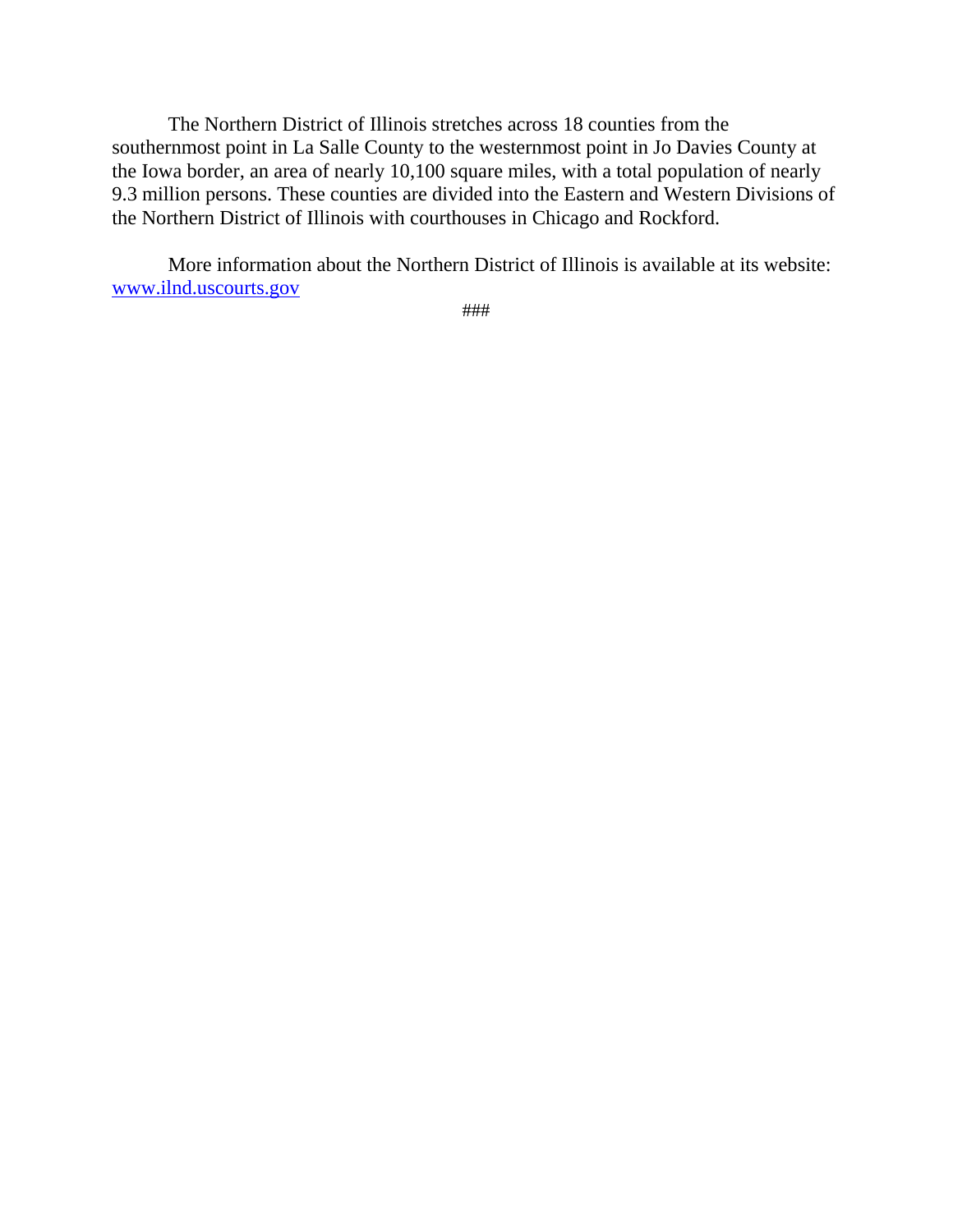The Northern District of Illinois stretches across 18 counties from the southernmost point in La Salle County to the westernmost point in Jo Davies County at the Iowa border, an area of nearly 10,100 square miles, with a total population of nearly 9.3 million persons. These counties are divided into the Eastern and Western Divisions of the Northern District of Illinois with courthouses in Chicago and Rockford.

More information about the Northern District of Illinois is available at its website: [www.ilnd.uscourts.gov](http://www.ilnd.uscourts.gov)

###